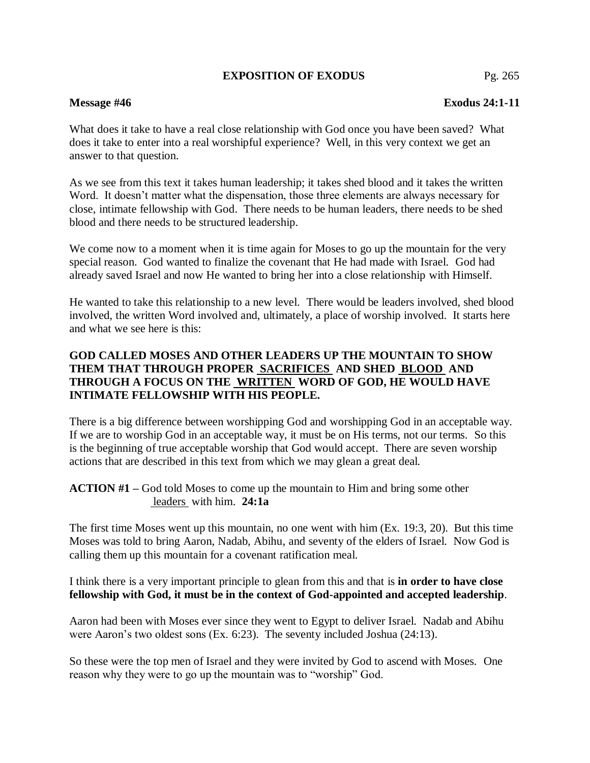**EXPOSITION OF EXODUS**

**Message #46** **Exodus 24:1-11**

What does it take to have a real close relationship with God once you have been saved? What does it take to enter into a real worshipful experience? Well, in this very context we get an answer to that question.

As we see from this text it takes human leadership; it takes shed blood and it takes the written Word. It doesn't matter what the dispensation, those three elements are always necessary for close, intimate fellowship with God. There needs to be human leaders, there needs to be shed blood and there needs to be structured leadership.

We come now to a moment when it is time again for Moses to go up the mountain for the very special reason. God wanted to finalize the covenant that He had made with Israel. God had already saved Israel and now He wanted to bring her into a close relationship with Himself.

He wanted to take this relationship to a new level. There would be leaders involved, shed blood involved, the written Word involved and, ultimately, a place of worship involved. It starts here and what we see here is this:

**GOD CALLED MOSES AND OTHER LEADERS UP THE MOUNTAIN TO SHOW THEM THAT THROUGH PROPER SACRIFICES AND SHED BLOOD AND THROUGH A FOCUS ON THE WRITTEN WORD OF GOD, HE WOULD HAVE INTIMATE FELLOWSHIP WITH HIS PEOPLE.**

There is a big difference between worshipping God and worshipping God in an acceptable way. If we are to worship God in an acceptable way, it must be on His terms, not our terms. So this is the beginning of true acceptable worship that God would accept. There are seven worship actions that are described in this text from which we may glean a great deal.

**ACTION #1 –** God told Moses to come up the mountain to Him and bring some other leaders with him. **24:1a**

The first time Moses went up this mountain, no one went with him (Ex. 19:3, 20). But this time Moses was told to bring Aaron, Nadab, Abihu, and seventy of the elders of Israel. Now God is calling them up this mountain for a covenant ratification meal.

I think there is a very important principle to glean from this and that is **in order to have close fellowship with God, it must be in the context of God-appointed and accepted leadership**.

Aaron had been with Moses ever since they went to Egypt to deliver Israel. Nadab and Abihu were Aaron's two oldest sons (Ex. 6:23). The seventy included Joshua (24:13).

So these were the top men of Israel and they were invited by God to ascend with Moses. One reason why they were to go up the mountain was to "worship" God.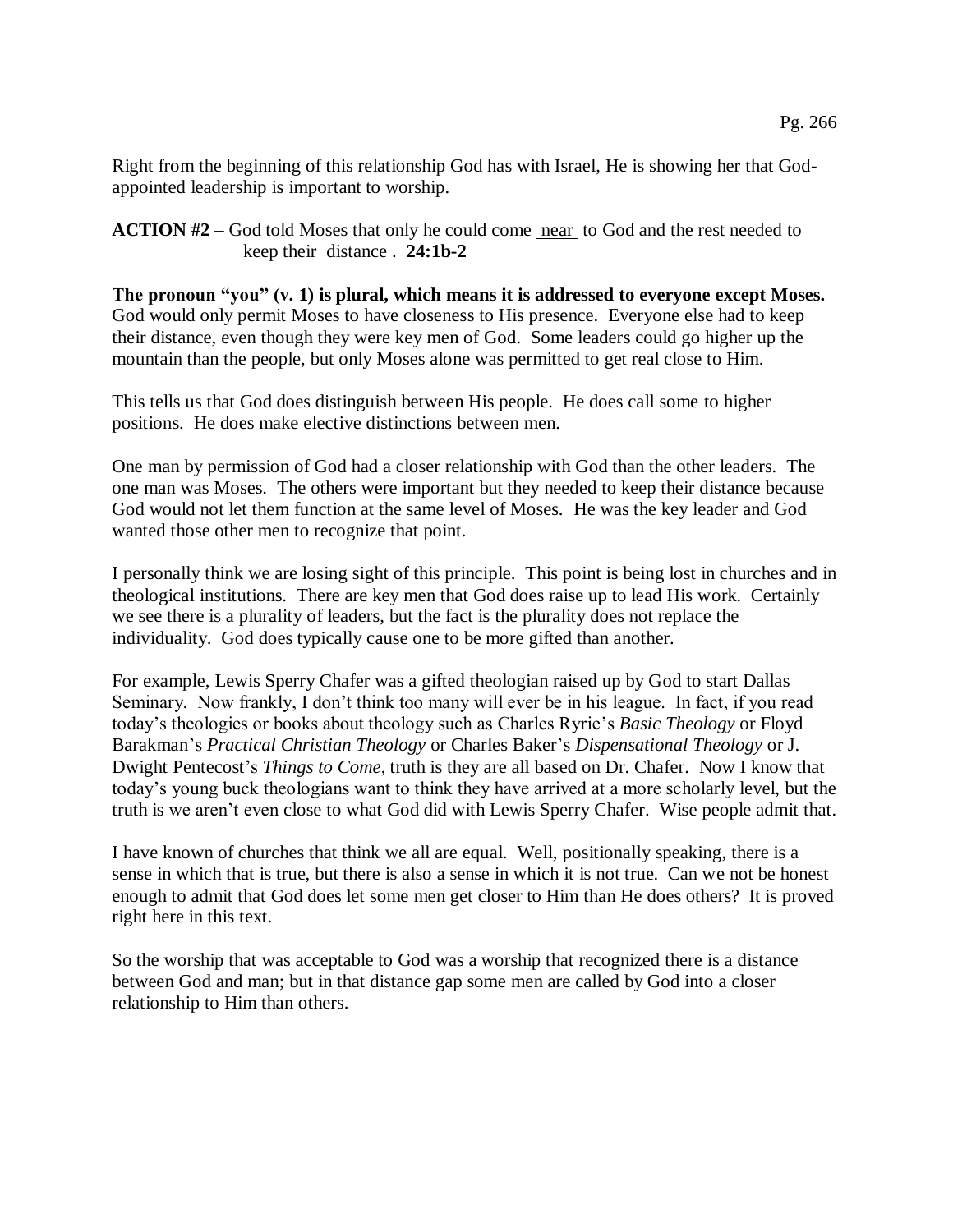Right from the beginning of this relationship God has with Israel, He is showing her that God-appointed leadership is important to worship.

**ACTION #2 –** God told Moses that only he could come near to God and the rest needed to keep their distance. **24:1b-2**

**The pronoun "you" (v. 1) is plural, which means it is addressed to everyone except Moses.** God would only permit Moses to have closeness to His presence. Everyone else had to keep their distance, even though they were key men of God. Some leaders could go higher up the mountain than the people, but only Moses alone was permitted to get real close to Him.

This tells us that God does distinguish between His people. He does call some to higher positions. He does make elective distinctions between men.

One man by permission of God had a closer relationship with God than the other leaders. The one man was Moses. The others were important but they needed to keep their distance because God would not let them function at the same level of Moses. He was the key leader and God wanted those other men to recognize that point.

I personally think we are losing sight of this principle. This point is being lost in churches and in theological institutions. There are key men that God does raise up to lead His work. Certainly we see there is a plurality of leaders, but the fact is the plurality does not replace the individuality. God does typically cause one to be more gifted than another.

For example, Lewis Sperry Chafer was a gifted theologian raised up by God to start Dallas Seminary. Now frankly, I don't think too many will ever be in his league. In fact, if you read today's theologies or books about theology such as Charles Ryrie's *Basic Theology* or Floyd Barakman's *Practical Christian Theology* or Charles Baker's *Dispensational Theology* or J. Dwight Pentecost's *Things to Come*, truth is they are all based on Dr. Chafer. Now I know that today's young buck theologians want to think they have arrived at a more scholarly level, but the truth is we aren't even close to what God did with Lewis Sperry Chafer. Wise people admit that.

I have known of churches that think we all are equal. Well, positionally speaking, there is a sense in which that is true, but there is also a sense in which it is not true. Can we not be honest enough to admit that God does let some men get closer to Him than He does others? It is proved right here in this text.

So the worship that was acceptable to God was a worship that recognized there is a distance between God and man; but in that distance gap some men are called by God into a closer relationship to Him than others.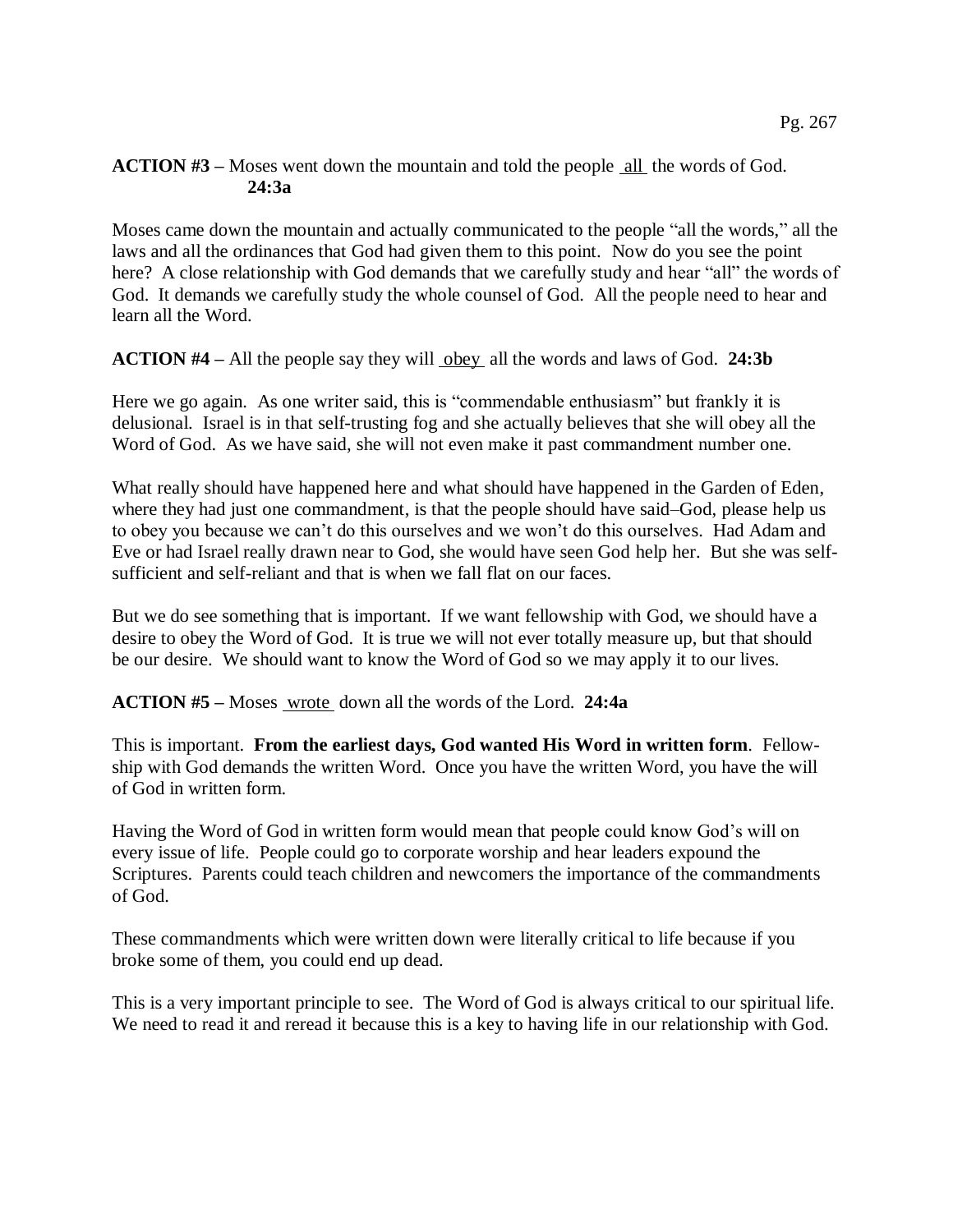**ACTION #3 –** Moses went down the mountain and told the people all the words of God. **24:3a**

Moses came down the mountain and actually communicated to the people "all the words," all the laws and all the ordinances that God had given them to this point. Now do you see the point here? A close relationship with God demands that we carefully study and hear "all" the words of God. It demands we carefully study the whole counsel of God. All the people need to hear and learn all the Word.

**ACTION #4 –** All the people say they will obey all the words and laws of God. **24:3b**

Here we go again. As one writer said, this is "commendable enthusiasm" but frankly it is delusional. Israel is in that self-trusting fog and she actually believes that she will obey all the Word of God. As we have said, she will not even make it past commandment number one.

What really should have happened here and what should have happened in the Garden of Eden, where they had just one commandment, is that the people should have said–God, please help us to obey you because we can't do this ourselves and we won't do this ourselves. Had Adam and Eve or had Israel really drawn near to God, she would have seen God help her. But she was self-sufficient and self-reliant and that is when we fall flat on our faces.

But we do see something that is important. If we want fellowship with God, we should have a desire to obey the Word of God. It is true we will not ever totally measure up, but that should be our desire. We should want to know the Word of God so we may apply it to our lives.

**ACTION #5 –** Moses wrote down all the words of the Lord. **24:4a**

This is important. **From the earliest days, God wanted His Word in written form**. Fellowship with God demands the written Word. Once you have the written Word, you have the will of God in written form.

Having the Word of God in written form would mean that people could know God's will on every issue of life. People could go to corporate worship and hear leaders expound the Scriptures. Parents could teach children and newcomers the importance of the commandments of God.

These commandments which were written down were literally critical to life because if you broke some of them, you could end up dead.

This is a very important principle to see. The Word of God is always critical to our spiritual life. We need to read it and reread it because this is a key to having life in our relationship with God.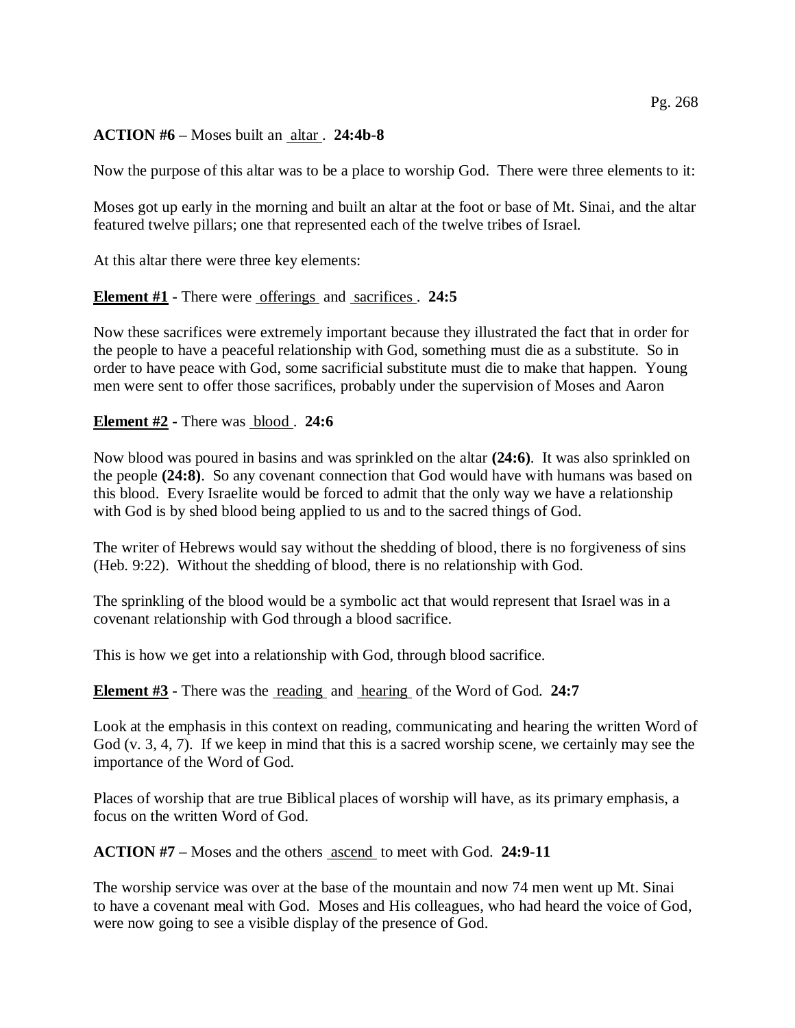**ACTION #6 –** Moses built an altar. **24:4b-8**

Now the purpose of this altar was to be a place to worship God. There were three elements to it:

Moses got up early in the morning and built an altar at the foot or base of Mt. Sinai, and the altar featured twelve pillars; one that represented each of the twelve tribes of Israel.

At this altar there were three key elements:

**Element #1** - There were offerings and sacrifices. **24:5**

Now these sacrifices were extremely important because they illustrated the fact that in order for the people to have a peaceful relationship with God, something must die as a substitute. So in order to have peace with God, some sacrificial substitute must die to make that happen. Young men were sent to offer those sacrifices, probably under the supervision of Moses and Aaron

**Element #2** - There was blood. **24:6**

Now blood was poured in basins and was sprinkled on the altar **(24:6)**. It was also sprinkled on the people **(24:8)**. So any covenant connection that God would have with humans was based on this blood. Every Israelite would be forced to admit that the only way we have a relationship with God is by shed blood being applied to us and to the sacred things of God.

The writer of Hebrews would say without the shedding of blood, there is no forgiveness of sins (Heb. 9:22). Without the shedding of blood, there is no relationship with God.

The sprinkling of the blood would be a symbolic act that would represent that Israel was in a covenant relationship with God through a blood sacrifice.

This is how we get into a relationship with God, through blood sacrifice.

**Element #3** - There was the reading and hearing of the Word of God. **24:7**

Look at the emphasis in this context on reading, communicating and hearing the written Word of God (v. 3, 4, 7). If we keep in mind that this is a sacred worship scene, we certainly may see the importance of the Word of God.

Places of worship that are true Biblical places of worship will have, as its primary emphasis, a focus on the written Word of God.

**ACTION #7 –** Moses and the others ascend to meet with God. **24:9-11**

The worship service was over at the base of the mountain and now 74 men went up Mt. Sinai to have a covenant meal with God. Moses and His colleagues, who had heard the voice of God, were now going to see a visible display of the presence of God.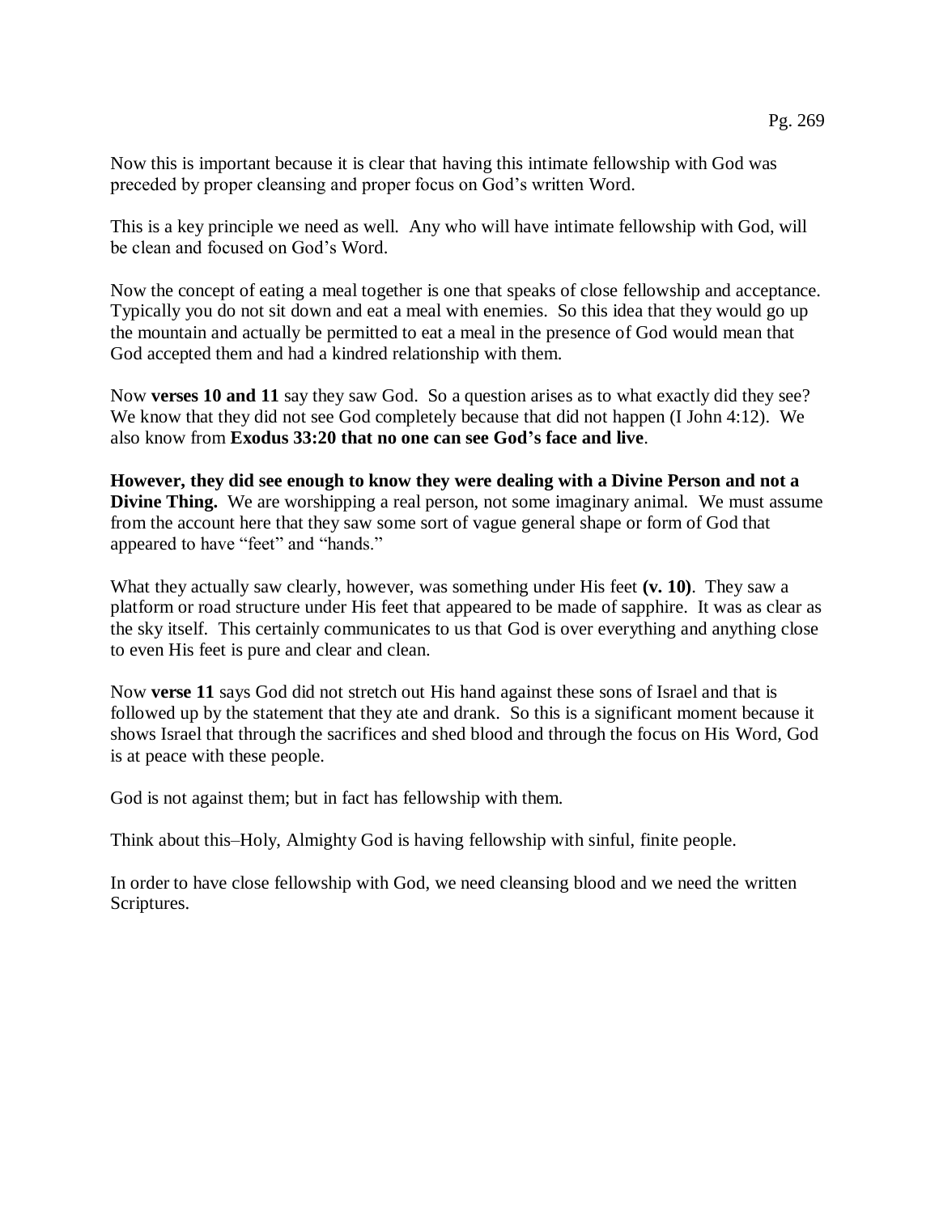Now this is important because it is clear that having this intimate fellowship with God was preceded by proper cleansing and proper focus on God's written Word.

This is a key principle we need as well. Any who will have intimate fellowship with God, will be clean and focused on God's Word.

Now the concept of eating a meal together is one that speaks of close fellowship and acceptance. Typically you do not sit down and eat a meal with enemies. So this idea that they would go up the mountain and actually be permitted to eat a meal in the presence of God would mean that God accepted them and had a kindred relationship with them.

Now **verses 10 and 11** say they saw God. So a question arises as to what exactly did they see? We know that they did not see God completely because that did not happen (I John 4:12). We also know from **Exodus 33:20 that no one can see God's face and live**.

**However, they did see enough to know they were dealing with a Divine Person and not a Divine Thing.** We are worshipping a real person, not some imaginary animal. We must assume from the account here that they saw some sort of vague general shape or form of God that appeared to have "feet" and "hands."

What they actually saw clearly, however, was something under His feet **(v. 10)**. They saw a platform or road structure under His feet that appeared to be made of sapphire. It was as clear as the sky itself. This certainly communicates to us that God is over everything and anything close to even His feet is pure and clear and clean.

Now **verse 11** says God did not stretch out His hand against these sons of Israel and that is followed up by the statement that they ate and drank. So this is a significant moment because it shows Israel that through the sacrifices and shed blood and through the focus on His Word, God is at peace with these people.

God is not against them; but in fact has fellowship with them.

Think about this–Holy, Almighty God is having fellowship with sinful, finite people.

In order to have close fellowship with God, we need cleansing blood and we need the written Scriptures.